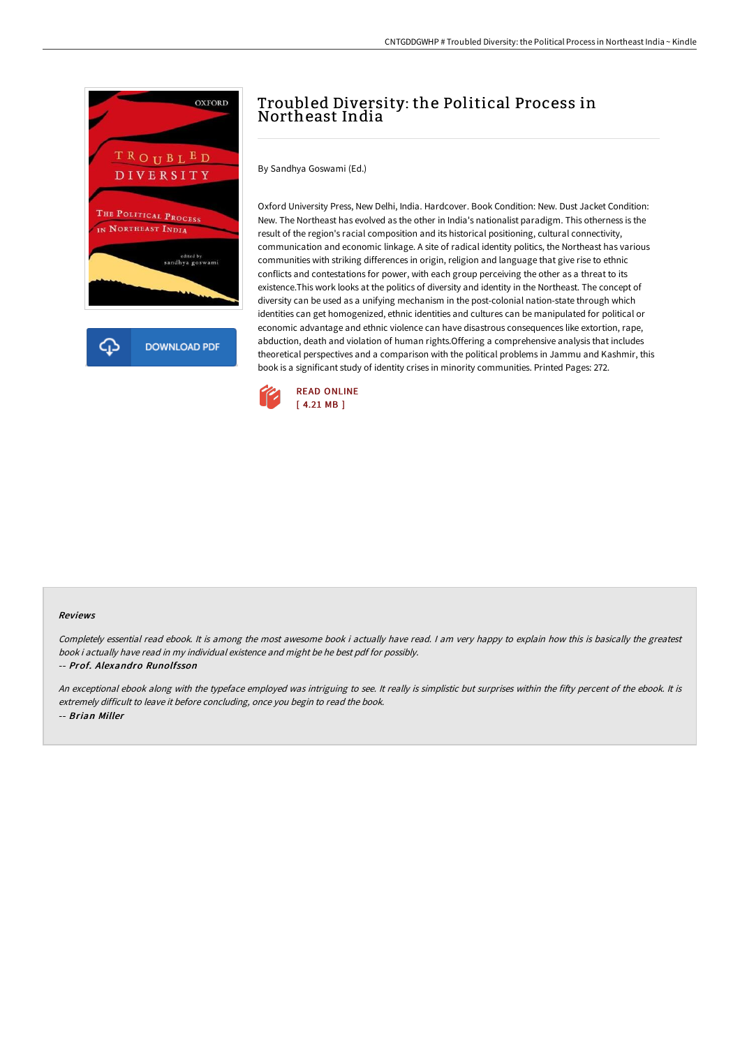# Troubled Diversity: the Political Process in Northeast India

By Sandhya Goswami (Ed.)

Oxford University Press, New Delhi, India. Hardcover. Book Condition: New. Dust Jacket Condition: New. The Northeast has evolved as the other in India's nationalist paradigm. This otherness is the result of the region's racial composition and its historical positioning, cultural connectivity, communication and economic linkage. A site of radical identity politics, the Northeast has various communities with striking differences in origin, religion and language that give rise to ethnic conflicts and contestations for power, with each group perceiving the other as a threat to its existence.This work looks at the politics of diversity and identity in the Northeast. The concept of diversity can be used as a unifying mechanism in the post-colonial nation-state through which identities can get homogenized, ethnic identities and cultures can be manipulated for political or economic advantage and ethnic violence can have disastrous consequences like extortion, rape, abduction, death and violation of human rights.Offering a comprehensive analysis that includes theoretical perspectives and a comparison with the political problems in Jammu and Kashmir, this book is a significant study of identity crises in minority communities. Printed Pages: 272.

READ ONLINE
[ 4.21 MB ]

#### Reviews

*Completely essential read ebook. It is among the most awesome book i actually have read. I am very happy to explain how this is basically the greatest book i actually have read in my individual existence and might be he best pdf for possibly.*

-- ***Prof. Alexandro Runolfsson***

*An exceptional ebook along with the typeface employed was intriguing to see. It really is simplistic but surprises within the fifty percent of the ebook. It is extremely difficult to leave it before concluding, once you begin to read the book.*

-- ***Brian Miller***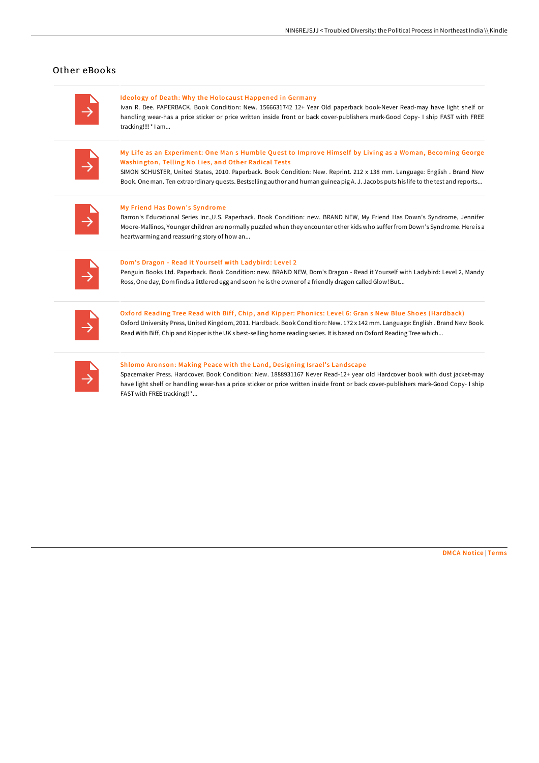## Other eBooks

### Ideology of Death: Why the Holocaust Happened in Germany

Ivan R. Dee. PAPERBACK. Book Condition: New. 1566631742 12+ Year Old paperback book-Never Read-may have light shelf or handling wear-has a price sticker or price written inside front or back cover-publishers mark-Good Copy- I ship FAST with FREE tracking!!!! * I am...

### My Life as an Experiment: One Man s Humble Quest to Improve Himself by Living as a Woman, Becoming George Washington, Telling No Lies, and Other Radical Tests

SIMON SCHUSTER, United States, 2010. Paperback. Book Condition: New. Reprint. 212 x 138 mm. Language: English . Brand New Book. One man. Ten extraordinary quests. Bestselling author and human guinea pig A. J. Jacobs puts his life to the test and reports...

### My Friend Has Down's Syndrome

Barron's Educational Series Inc.,U.S. Paperback. Book Condition: new. BRAND NEW, My Friend Has Down's Syndrome, Jennifer Moore-Mallinos, Younger children are normally puzzled when they encounter other kids who suffer from Down's Syndrome. Here is a heartwarming and reassuring story of how an...

### Dom's Dragon - Read it Yourself with Ladybird: Level 2

Penguin Books Ltd. Paperback. Book Condition: new. BRAND NEW, Dom's Dragon - Read it Yourself with Ladybird: Level 2, Mandy Ross, One day, Dom finds a little red egg and soon he is the owner of a friendly dragon called Glow! But...

### Oxford Reading Tree Read with Biff, Chip, and Kipper: Phonics: Level 6: Gran s New Blue Shoes (Hardback)

Oxford University Press, United Kingdom, 2011. Hardback. Book Condition: New. 172 x 142 mm. Language: English . Brand New Book. Read With Biff, Chip and Kipper is the UK s best-selling home reading series. It is based on Oxford Reading Tree which...

### Shlomo Aronson: Making Peace with the Land, Designing Israel's Landscape

Spacemaker Press. Hardcover. Book Condition: New. 1888931167 Never Read-12+ year old Hardcover book with dust jacket-may have light shelf or handling wear-has a price sticker or price written inside front or back cover-publishers mark-Good Copy- I ship FAST with FREE tracking!! *...

DMCA Notice | Terms